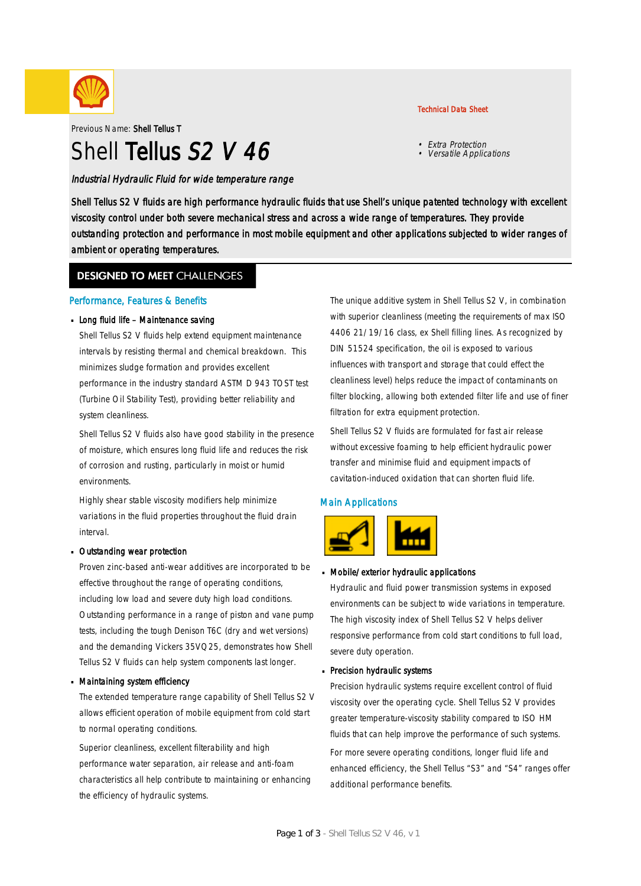Technical Data Sheet

Previous Name: **Shell Tellus T**

# Shell **Tellus** *S2 V 46*

- *Extra Protection*
- *Versatile Applications*

*Industrial Hydraulic Fluid for wide temperature range*

Shell Tellus S2 V fluids are high performance hydraulic fluids that use Shell's unique patented technology with excellent viscosity control under both severe mechanical stress and across a wide range of temperatures. They provide outstanding protection and performance in most mobile equipment and other applications subjected to wider ranges of ambient or operating temperatures.

## DESIGNED TO MEET CHALLENGES

### Performance, Features & Benefits

- **Long fluid life – Maintenance saving**

  Shell Tellus S2 V fluids help extend equipment maintenance intervals by resisting thermal and chemical breakdown. This minimizes sludge formation and provides excellent performance in the industry standard ASTM D 943 TOST test (Turbine Oil Stability Test), providing better reliability and system cleanliness.

  Shell Tellus S2 V fluids also have good stability in the presence of moisture, which ensures long fluid life and reduces the risk of corrosion and rusting, particularly in moist or humid environments.

  Highly shear stable viscosity modifiers help minimize variations in the fluid properties throughout the fluid drain interval.

- **Outstanding wear protection**

  Proven zinc-based anti-wear additives are incorporated to be effective throughout the range of operating conditions, including low load and severe duty high load conditions. Outstanding performance in a range of piston and vane pump tests, including the tough Denison T6C (dry and wet versions) and the demanding Vickers 35VQ25, demonstrates how Shell Tellus S2 V fluids can help system components last longer.

- **Maintaining system efficiency**

  The extended temperature range capability of Shell Tellus S2 V allows efficient operation of mobile equipment from cold start to normal operating conditions.

  Superior cleanliness, excellent filterability and high performance water separation, air release and anti-foam characteristics all help contribute to maintaining or enhancing the efficiency of hydraulic systems.

  The unique additive system in Shell Tellus S2 V, in combination with superior cleanliness (meeting the requirements of max ISO 4406 21/19/16 class, ex Shell filling lines. As recognized by DIN 51524 specification, the oil is exposed to various influences with transport and storage that could effect the cleanliness level) helps reduce the impact of contaminants on filter blocking, allowing both extended filter life and use of finer filtration for extra equipment protection.

  Shell Tellus S2 V fluids are formulated for fast air release without excessive foaming to help efficient hydraulic power transfer and minimise fluid and equipment impacts of cavitation-induced oxidation that can shorten fluid life.

### Main Applications

- **Mobile/exterior hydraulic applications**

  Hydraulic and fluid power transmission systems in exposed environments can be subject to wide variations in temperature. The high viscosity index of Shell Tellus S2 V helps deliver responsive performance from cold start conditions to full load, severe duty operation.

- **Precision hydraulic systems**

  Precision hydraulic systems require excellent control of fluid viscosity over the operating cycle. Shell Tellus S2 V provides greater temperature-viscosity stability compared to ISO HM fluids that can help improve the performance of such systems.

  For more severe operating conditions, longer fluid life and enhanced efficiency, the Shell Tellus "S3" and "S4" ranges offer additional performance benefits.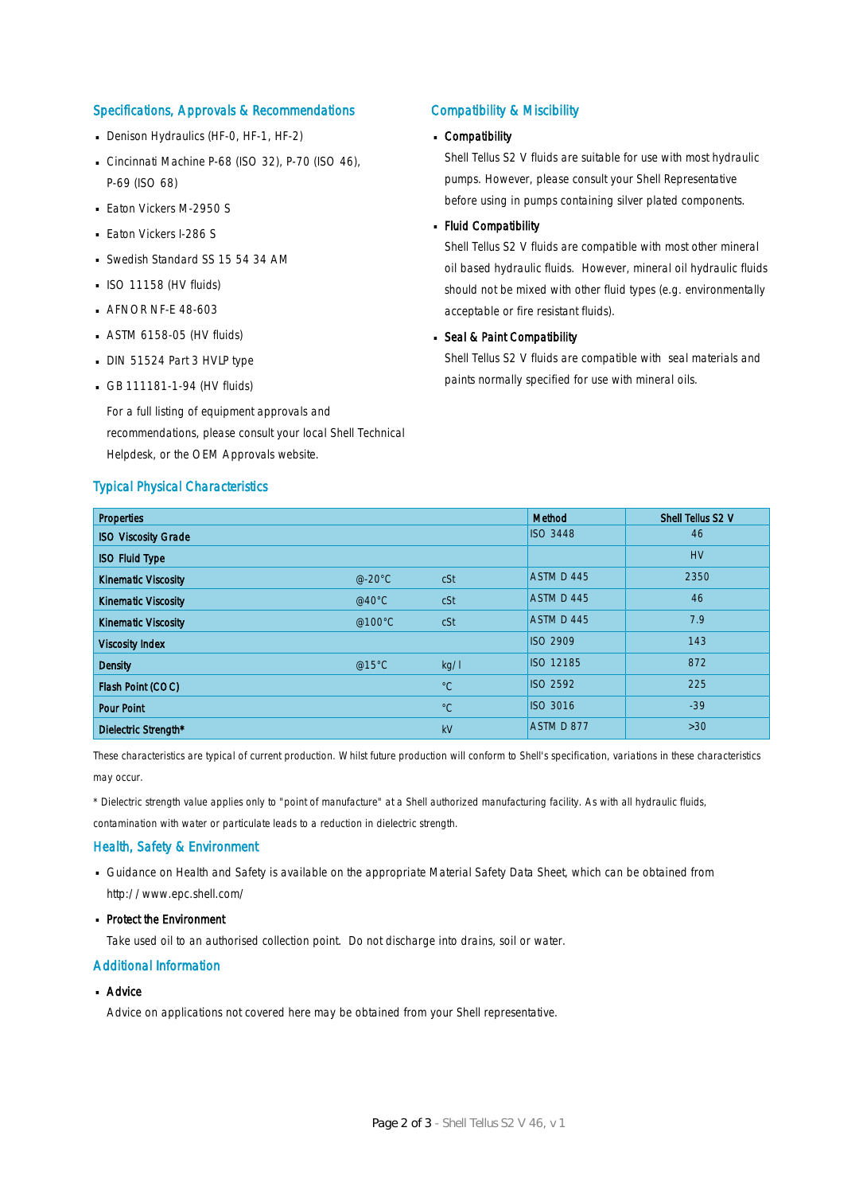## Specifications, Approvals & Recommendations

- Denison Hydraulics (HF-0, HF-1, HF-2)
- Cincinnati Machine P-68 (ISO 32), P-70 (ISO 46), P-69 (ISO 68)
- Eaton Vickers M-2950 S
- Eaton Vickers I-286 S
- Swedish Standard SS 15 54 34 AM
- ISO 11158 (HV fluids)
- AFNOR NF-E 48-603
- ASTM 6158-05 (HV fluids)
- DIN 51524 Part 3 HVLP type
- GB 111181-1-94 (HV fluids)

  For a full listing of equipment approvals and recommendations, please consult your local Shell Technical Helpdesk, or the OEM Approvals website.

## Compatibility & Miscibility

- **Compatibility**

  Shell Tellus S2 V fluids are suitable for use with most hydraulic pumps. However, please consult your Shell Representative before using in pumps containing silver plated components.

- **Fluid Compatibility**

  Shell Tellus S2 V fluids are compatible with most other mineral oil based hydraulic fluids. However, mineral oil hydraulic fluids should not be mixed with other fluid types (e.g. environmentally acceptable or fire resistant fluids).

- **Seal & Paint Compatibility**

  Shell Tellus S2 V fluids are compatible with seal materials and paints normally specified for use with mineral oils.

## Typical Physical Characteristics

| Properties | | | Method | Shell Tellus S2 V |
|---|---|---|---|---|
| ISO Viscosity Grade | | | ISO 3448 | 46 |
| ISO Fluid Type | | | | HV |
| Kinematic Viscosity | @-20°C | cSt | ASTM D 445 | 2350 |
| Kinematic Viscosity | @40°C | cSt | ASTM D 445 | 46 |
| Kinematic Viscosity | @100°C | cSt | ASTM D 445 | 7.9 |
| Viscosity Index | | | ISO 2909 | 143 |
| Density | @15°C | kg/l | ISO 12185 | 872 |
| Flash Point (COC) | | °C | ISO 2592 | 225 |
| Pour Point | | °C | ISO 3016 | -39 |
| Dielectric Strength* | | kV | ASTM D 877 | >30 |

These characteristics are typical of current production. Whilst future production will conform to Shell's specification, variations in these characteristics may occur.

* Dielectric strength value applies only to "point of manufacture" at a Shell authorized manufacturing facility. As with all hydraulic fluids, contamination with water or particulate leads to a reduction in dielectric strength.

## Health, Safety & Environment

- Guidance on Health and Safety is available on the appropriate Material Safety Data Sheet, which can be obtained from http://www.epc.shell.com/
- **Protect the Environment**

  Take used oil to an authorised collection point. Do not discharge into drains, soil or water.

## Additional Information

- **Advice**

  Advice on applications not covered here may be obtained from your Shell representative.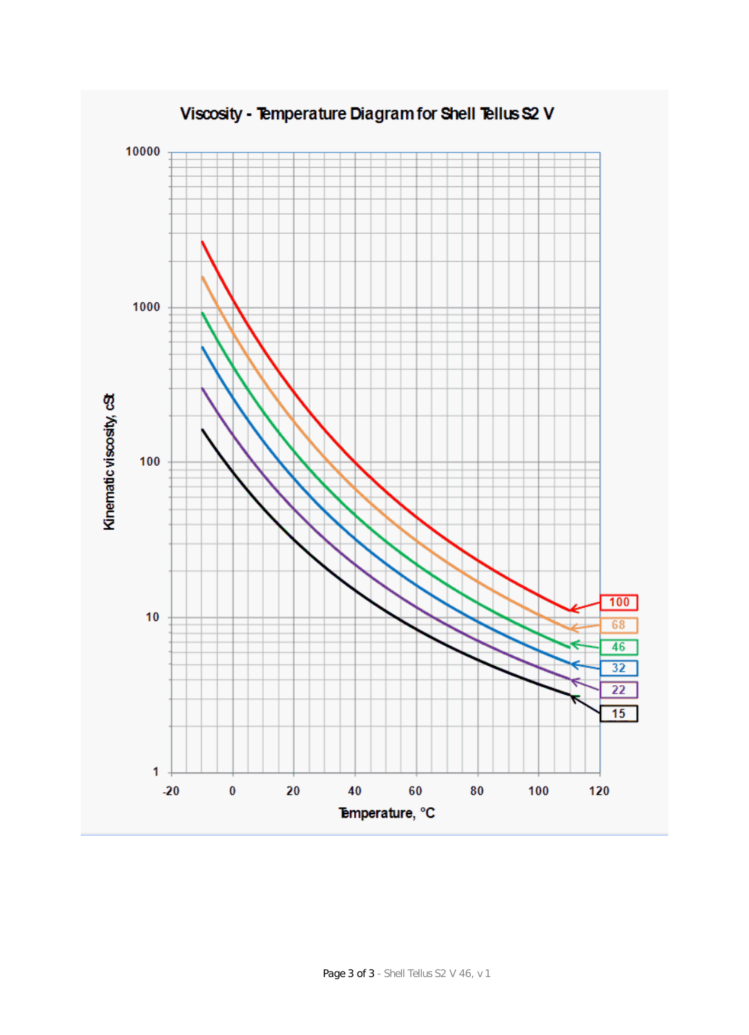Viscosity - Temperature Diagram for Shell Tellus S2 V

Kinematic viscosity, cSt

10000

1000

100

10

1

-20

0

20

40

60

80

100

120

Temperature, °C

100

68

46

32

22

15